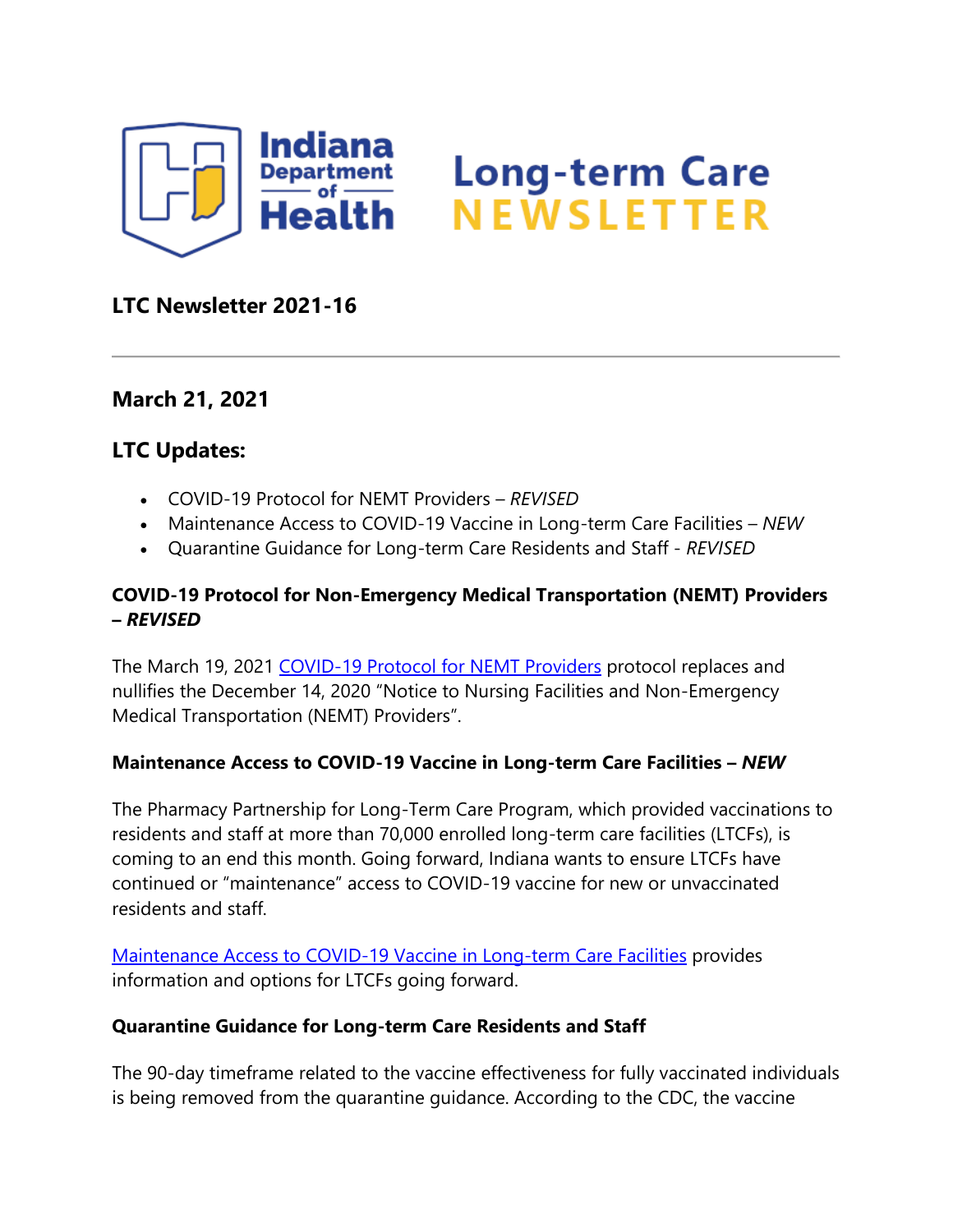# Long-term Care NEWSLETTER

## LTC Newsletter 2021-16

---

## March 21, 2021

## LTC Updates:

- COVID-19 Protocol for NEMT Providers – *REVISED*
- Maintenance Access to COVID-19 Vaccine in Long-term Care Facilities – *NEW*
- Quarantine Guidance for Long-term Care Residents and Staff - *REVISED*

### COVID-19 Protocol for Non-Emergency Medical Transportation (NEMT) Providers – *REVISED*

The March 19, 2021 COVID-19 Protocol for NEMT Providers protocol replaces and nullifies the December 14, 2020 "Notice to Nursing Facilities and Non-Emergency Medical Transportation (NEMT) Providers".

### Maintenance Access to COVID-19 Vaccine in Long-term Care Facilities – *NEW*

The Pharmacy Partnership for Long-Term Care Program, which provided vaccinations to residents and staff at more than 70,000 enrolled long-term care facilities (LTCFs), is coming to an end this month. Going forward, Indiana wants to ensure LTCFs have continued or "maintenance" access to COVID-19 vaccine for new or unvaccinated residents and staff.

Maintenance Access to COVID-19 Vaccine in Long-term Care Facilities provides information and options for LTCFs going forward.

### Quarantine Guidance for Long-term Care Residents and Staff

The 90-day timeframe related to the vaccine effectiveness for fully vaccinated individuals is being removed from the quarantine guidance. According to the CDC, the vaccine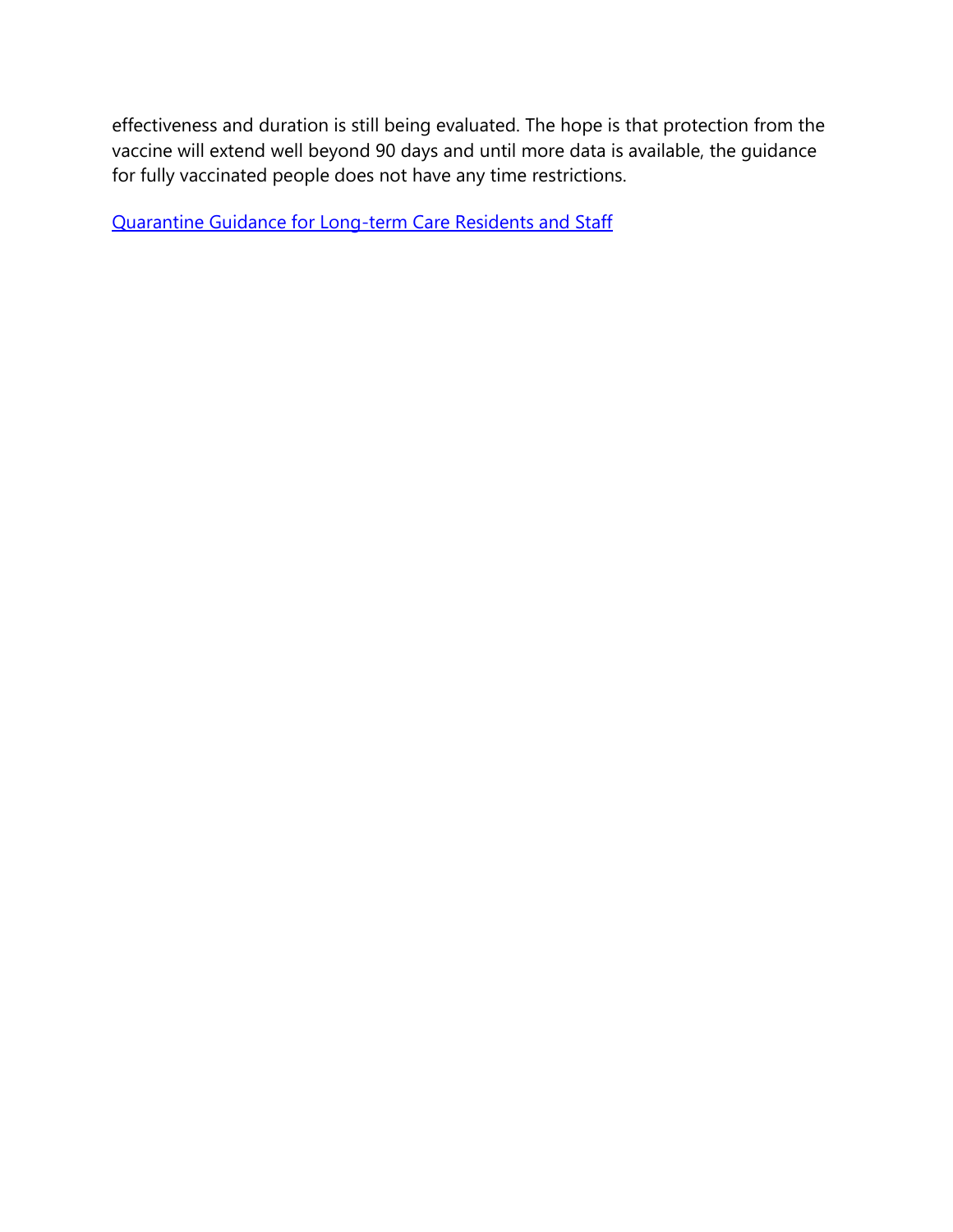effectiveness and duration is still being evaluated. The hope is that protection from the vaccine will extend well beyond 90 days and until more data is available, the guidance for fully vaccinated people does not have any time restrictions.

Quarantine Guidance for Long-term Care Residents and Staff